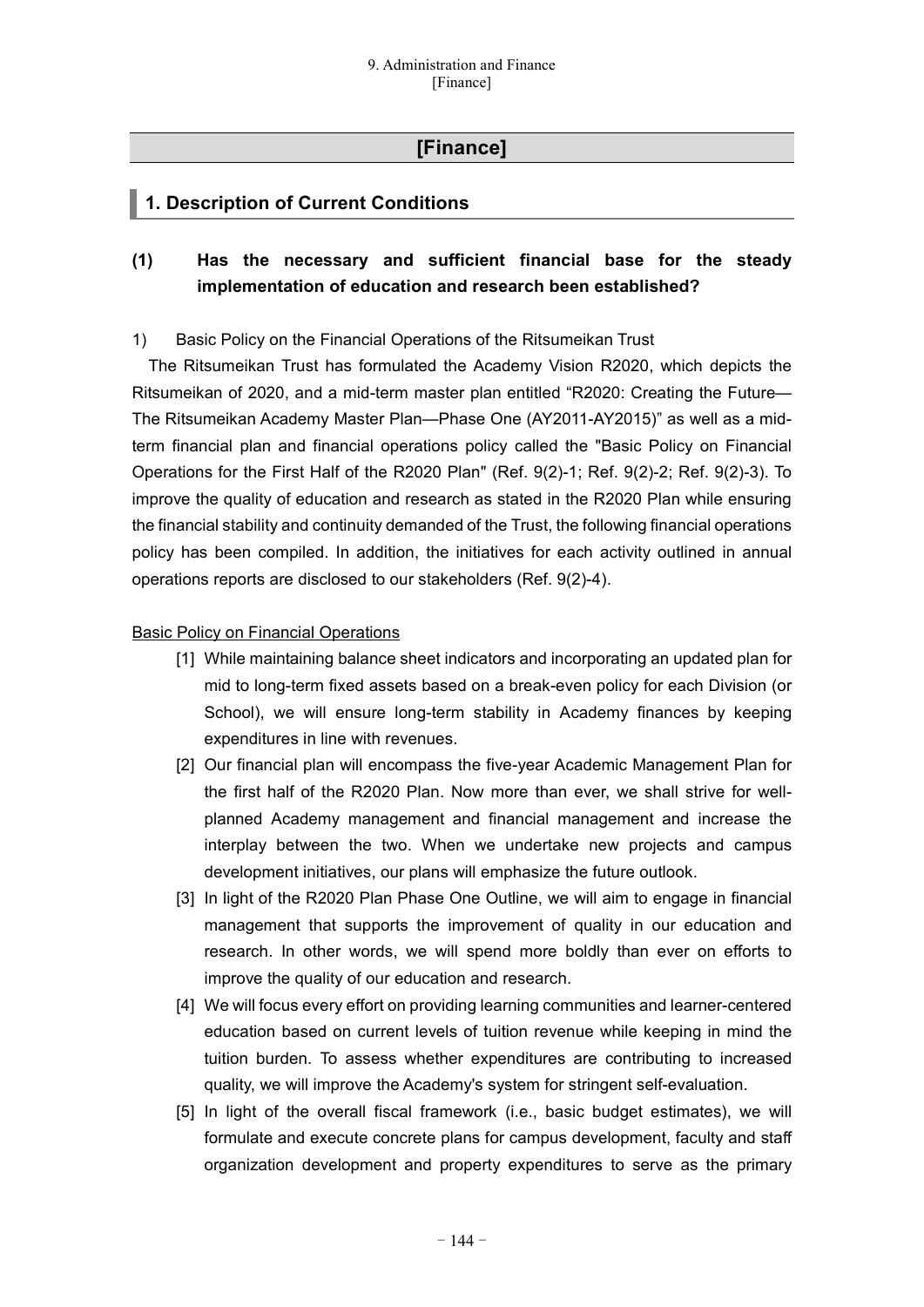# [Finance]

## 1. Description of Current Conditions

### (1) Has the necessary and sufficient financial base for the steady implementation of education and research been established?

1) Basic Policy on the Financial Operations of the Ritsumeikan Trust

The Ritsumeikan Trust has formulated the Academy Vision R2020, which depicts the Ritsumeikan of 2020, and a mid-term master plan entitled "R2020: Creating the Future—The Ritsumeikan Academy Master Plan—Phase One (AY2011-AY2015)" as well as a mid-term financial plan and financial operations policy called the "Basic Policy on Financial Operations for the First Half of the R2020 Plan" (Ref. 9(2)-1; Ref. 9(2)-2; Ref. 9(2)-3). To improve the quality of education and research as stated in the R2020 Plan while ensuring the financial stability and continuity demanded of the Trust, the following financial operations policy has been compiled. In addition, the initiatives for each activity outlined in annual operations reports are disclosed to our stakeholders (Ref. 9(2)-4).

<u>Basic Policy on Financial Operations</u>

[1] While maintaining balance sheet indicators and incorporating an updated plan for mid to long-term fixed assets based on a break-even policy for each Division (or School), we will ensure long-term stability in Academy finances by keeping expenditures in line with revenues.

[2] Our financial plan will encompass the five-year Academic Management Plan for the first half of the R2020 Plan. Now more than ever, we shall strive for well-planned Academy management and financial management and increase the interplay between the two. When we undertake new projects and campus development initiatives, our plans will emphasize the future outlook.

[3] In light of the R2020 Plan Phase One Outline, we will aim to engage in financial management that supports the improvement of quality in our education and research. In other words, we will spend more boldly than ever on efforts to improve the quality of our education and research.

[4] We will focus every effort on providing learning communities and learner-centered education based on current levels of tuition revenue while keeping in mind the tuition burden. To assess whether expenditures are contributing to increased quality, we will improve the Academy's system for stringent self-evaluation.

[5] In light of the overall fiscal framework (i.e., basic budget estimates), we will formulate and execute concrete plans for campus development, faculty and staff organization development and property expenditures to serve as the primary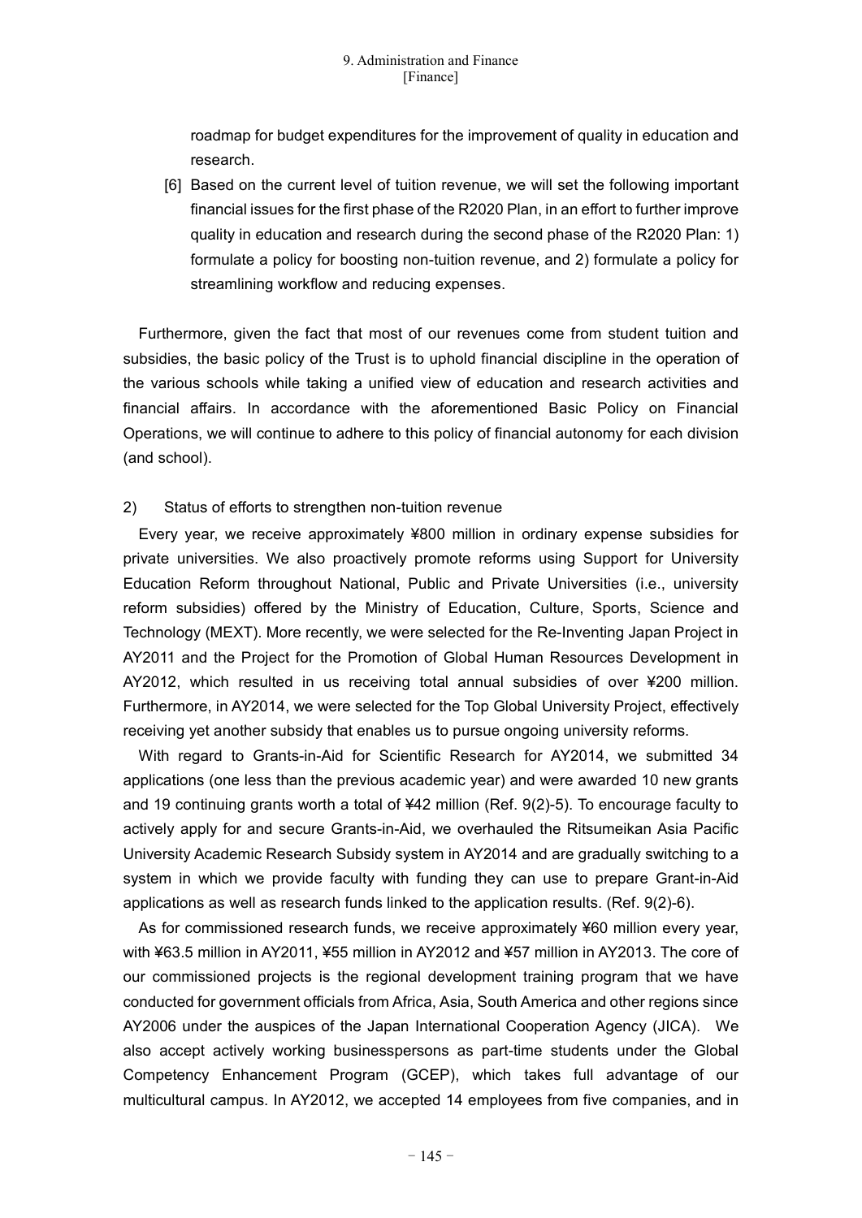roadmap for budget expenditures for the improvement of quality in education and research.

[6] Based on the current level of tuition revenue, we will set the following important financial issues for the first phase of the R2020 Plan, in an effort to further improve quality in education and research during the second phase of the R2020 Plan: 1) formulate a policy for boosting non-tuition revenue, and 2) formulate a policy for streamlining workflow and reducing expenses.

Furthermore, given the fact that most of our revenues come from student tuition and subsidies, the basic policy of the Trust is to uphold financial discipline in the operation of the various schools while taking a unified view of education and research activities and financial affairs. In accordance with the aforementioned Basic Policy on Financial Operations, we will continue to adhere to this policy of financial autonomy for each division (and school).

2) Status of efforts to strengthen non-tuition revenue

Every year, we receive approximately ¥800 million in ordinary expense subsidies for private universities. We also proactively promote reforms using Support for University Education Reform throughout National, Public and Private Universities (i.e., university reform subsidies) offered by the Ministry of Education, Culture, Sports, Science and Technology (MEXT). More recently, we were selected for the Re-Inventing Japan Project in AY2011 and the Project for the Promotion of Global Human Resources Development in AY2012, which resulted in us receiving total annual subsidies of over ¥200 million. Furthermore, in AY2014, we were selected for the Top Global University Project, effectively receiving yet another subsidy that enables us to pursue ongoing university reforms.

With regard to Grants-in-Aid for Scientific Research for AY2014, we submitted 34 applications (one less than the previous academic year) and were awarded 10 new grants and 19 continuing grants worth a total of ¥42 million (Ref. 9(2)-5). To encourage faculty to actively apply for and secure Grants-in-Aid, we overhauled the Ritsumeikan Asia Pacific University Academic Research Subsidy system in AY2014 and are gradually switching to a system in which we provide faculty with funding they can use to prepare Grant-in-Aid applications as well as research funds linked to the application results. (Ref. 9(2)-6).

As for commissioned research funds, we receive approximately ¥60 million every year, with ¥63.5 million in AY2011, ¥55 million in AY2012 and ¥57 million in AY2013. The core of our commissioned projects is the regional development training program that we have conducted for government officials from Africa, Asia, South America and other regions since AY2006 under the auspices of the Japan International Cooperation Agency (JICA). We also accept actively working businesspersons as part-time students under the Global Competency Enhancement Program (GCEP), which takes full advantage of our multicultural campus. In AY2012, we accepted 14 employees from five companies, and in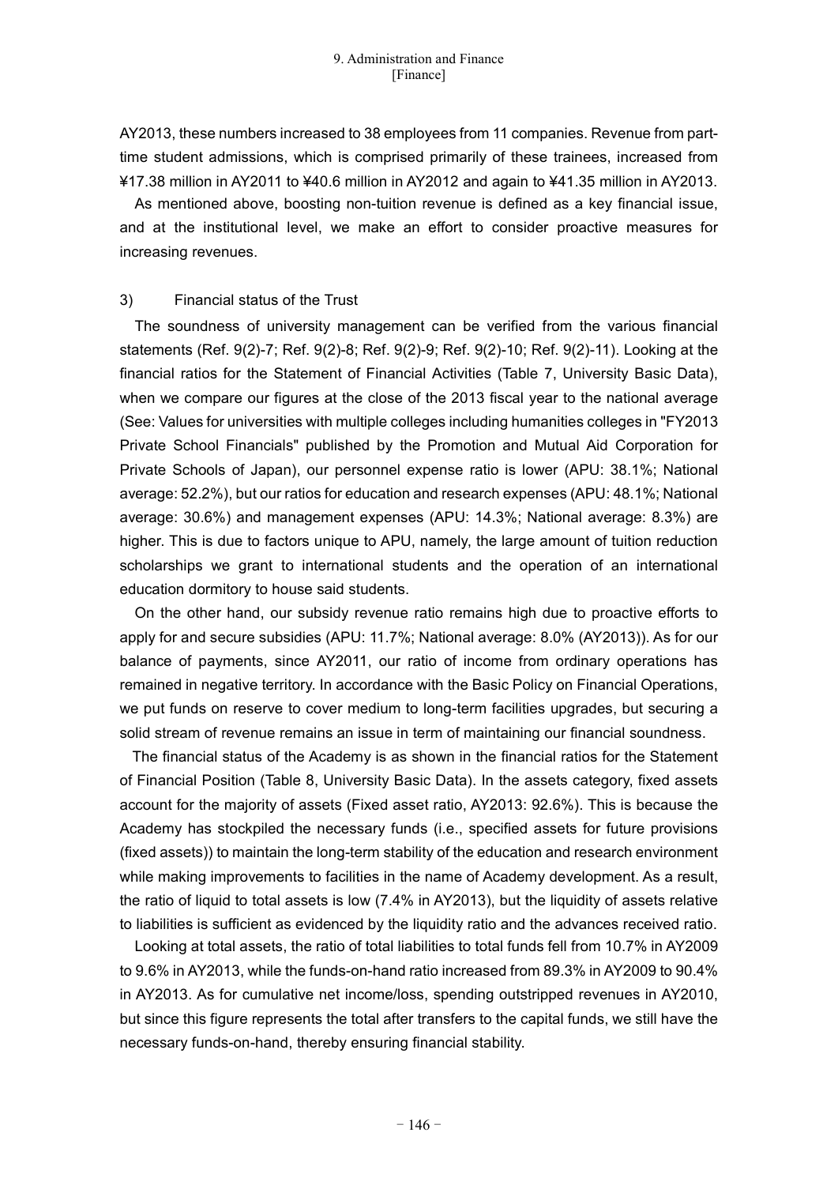AY2013, these numbers increased to 38 employees from 11 companies. Revenue from part-time student admissions, which is comprised primarily of these trainees, increased from ¥17.38 million in AY2011 to ¥40.6 million in AY2012 and again to ¥41.35 million in AY2013.

As mentioned above, boosting non-tuition revenue is defined as a key financial issue, and at the institutional level, we make an effort to consider proactive measures for increasing revenues.

3) Financial status of the Trust

The soundness of university management can be verified from the various financial statements (Ref. 9(2)-7; Ref. 9(2)-8; Ref. 9(2)-9; Ref. 9(2)-10; Ref. 9(2)-11). Looking at the financial ratios for the Statement of Financial Activities (Table 7, University Basic Data), when we compare our figures at the close of the 2013 fiscal year to the national average (See: Values for universities with multiple colleges including humanities colleges in "FY2013 Private School Financials" published by the Promotion and Mutual Aid Corporation for Private Schools of Japan), our personnel expense ratio is lower (APU: 38.1%; National average: 52.2%), but our ratios for education and research expenses (APU: 48.1%; National average: 30.6%) and management expenses (APU: 14.3%; National average: 8.3%) are higher. This is due to factors unique to APU, namely, the large amount of tuition reduction scholarships we grant to international students and the operation of an international education dormitory to house said students.

On the other hand, our subsidy revenue ratio remains high due to proactive efforts to apply for and secure subsidies (APU: 11.7%; National average: 8.0% (AY2013)). As for our balance of payments, since AY2011, our ratio of income from ordinary operations has remained in negative territory. In accordance with the Basic Policy on Financial Operations, we put funds on reserve to cover medium to long-term facilities upgrades, but securing a solid stream of revenue remains an issue in term of maintaining our financial soundness.

The financial status of the Academy is as shown in the financial ratios for the Statement of Financial Position (Table 8, University Basic Data). In the assets category, fixed assets account for the majority of assets (Fixed asset ratio, AY2013: 92.6%). This is because the Academy has stockpiled the necessary funds (i.e., specified assets for future provisions (fixed assets)) to maintain the long-term stability of the education and research environment while making improvements to facilities in the name of Academy development. As a result, the ratio of liquid to total assets is low (7.4% in AY2013), but the liquidity of assets relative to liabilities is sufficient as evidenced by the liquidity ratio and the advances received ratio.

Looking at total assets, the ratio of total liabilities to total funds fell from 10.7% in AY2009 to 9.6% in AY2013, while the funds-on-hand ratio increased from 89.3% in AY2009 to 90.4% in AY2013. As for cumulative net income/loss, spending outstripped revenues in AY2010, but since this figure represents the total after transfers to the capital funds, we still have the necessary funds-on-hand, thereby ensuring financial stability.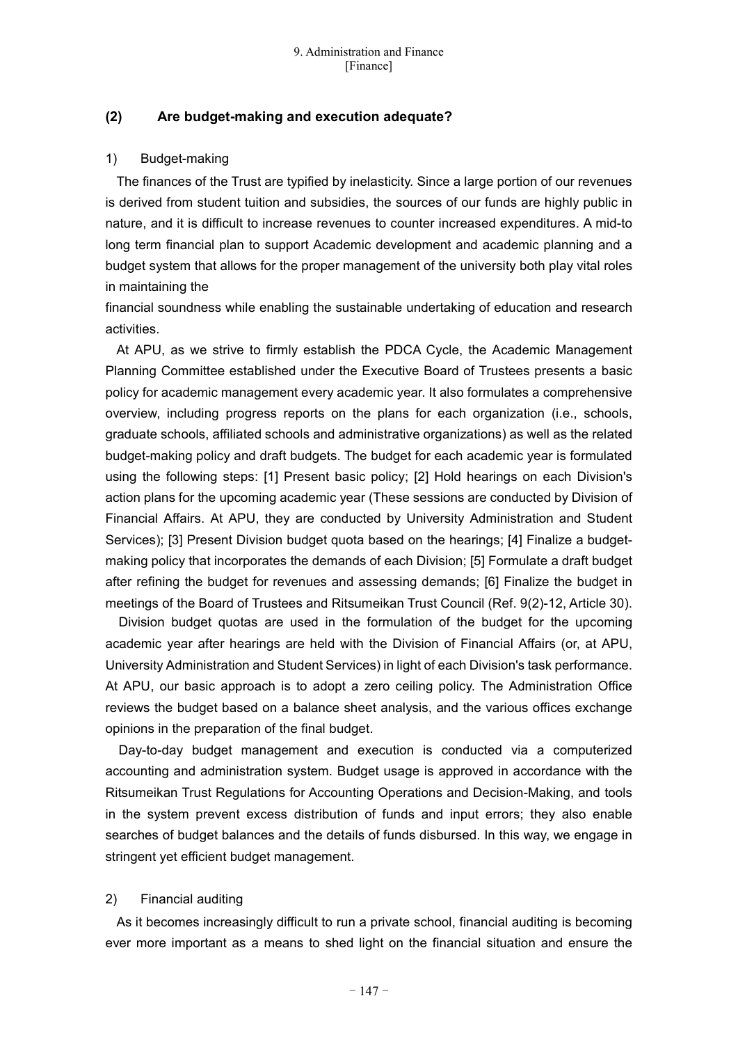## (2) Are budget-making and execution adequate?

### 1) Budget-making

The finances of the Trust are typified by inelasticity. Since a large portion of our revenues is derived from student tuition and subsidies, the sources of our funds are highly public in nature, and it is difficult to increase revenues to counter increased expenditures. A mid-to long term financial plan to support Academic development and academic planning and a budget system that allows for the proper management of the university both play vital roles in maintaining the financial soundness while enabling the sustainable undertaking of education and research activities.

At APU, as we strive to firmly establish the PDCA Cycle, the Academic Management Planning Committee established under the Executive Board of Trustees presents a basic policy for academic management every academic year. It also formulates a comprehensive overview, including progress reports on the plans for each organization (i.e., schools, graduate schools, affiliated schools and administrative organizations) as well as the related budget-making policy and draft budgets. The budget for each academic year is formulated using the following steps: [1] Present basic policy; [2] Hold hearings on each Division's action plans for the upcoming academic year (These sessions are conducted by Division of Financial Affairs. At APU, they are conducted by University Administration and Student Services); [3] Present Division budget quota based on the hearings; [4] Finalize a budget-making policy that incorporates the demands of each Division; [5] Formulate a draft budget after refining the budget for revenues and assessing demands; [6] Finalize the budget in meetings of the Board of Trustees and Ritsumeikan Trust Council (Ref. 9(2)-12, Article 30).

Division budget quotas are used in the formulation of the budget for the upcoming academic year after hearings are held with the Division of Financial Affairs (or, at APU, University Administration and Student Services) in light of each Division's task performance. At APU, our basic approach is to adopt a zero ceiling policy. The Administration Office reviews the budget based on a balance sheet analysis, and the various offices exchange opinions in the preparation of the final budget.

Day-to-day budget management and execution is conducted via a computerized accounting and administration system. Budget usage is approved in accordance with the Ritsumeikan Trust Regulations for Accounting Operations and Decision-Making, and tools in the system prevent excess distribution of funds and input errors; they also enable searches of budget balances and the details of funds disbursed. In this way, we engage in stringent yet efficient budget management.

### 2) Financial auditing

As it becomes increasingly difficult to run a private school, financial auditing is becoming ever more important as a means to shed light on the financial situation and ensure the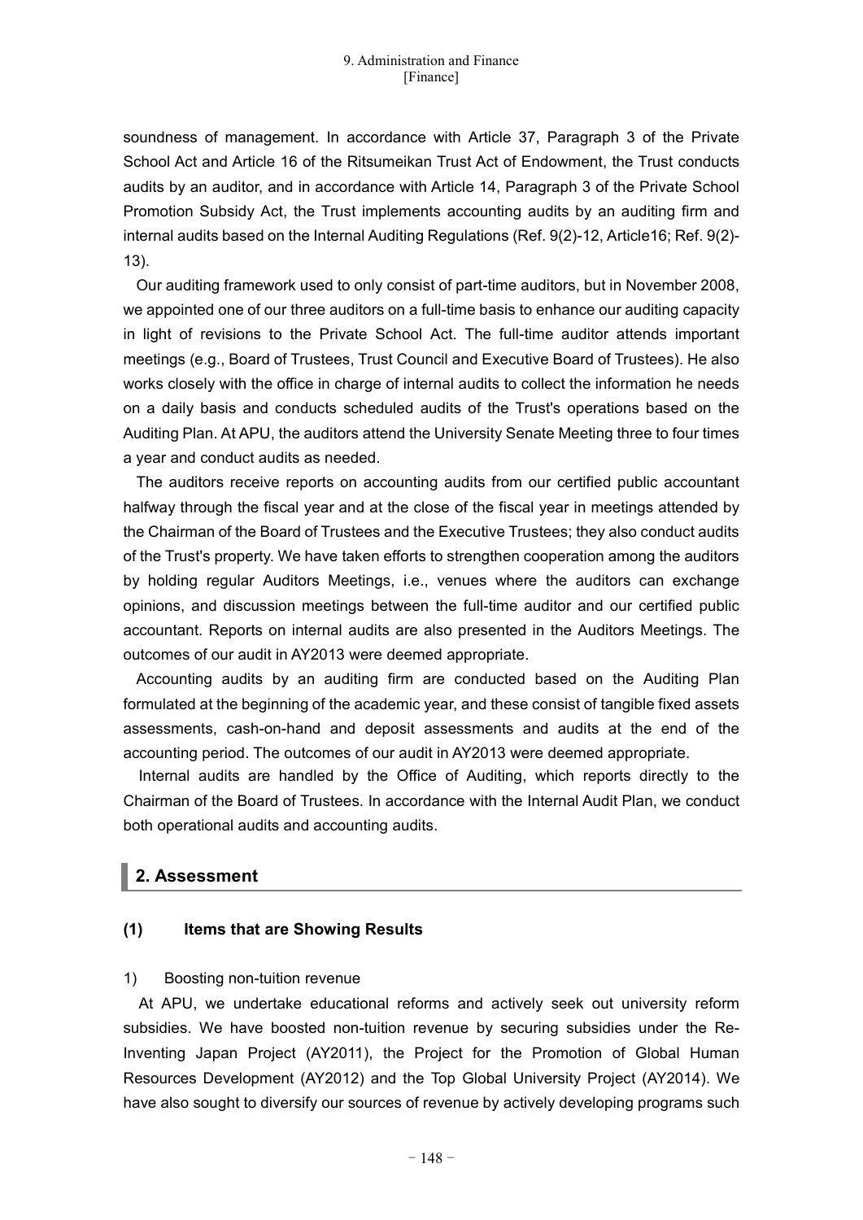soundness of management. In accordance with Article 37, Paragraph 3 of the Private School Act and Article 16 of the Ritsumeikan Trust Act of Endowment, the Trust conducts audits by an auditor, and in accordance with Article 14, Paragraph 3 of the Private School Promotion Subsidy Act, the Trust implements accounting audits by an auditing firm and internal audits based on the Internal Auditing Regulations (Ref. 9(2)-12, Article16; Ref. 9(2)-13).

Our auditing framework used to only consist of part-time auditors, but in November 2008, we appointed one of our three auditors on a full-time basis to enhance our auditing capacity in light of revisions to the Private School Act. The full-time auditor attends important meetings (e.g., Board of Trustees, Trust Council and Executive Board of Trustees). He also works closely with the office in charge of internal audits to collect the information he needs on a daily basis and conducts scheduled audits of the Trust's operations based on the Auditing Plan. At APU, the auditors attend the University Senate Meeting three to four times a year and conduct audits as needed.

The auditors receive reports on accounting audits from our certified public accountant halfway through the fiscal year and at the close of the fiscal year in meetings attended by the Chairman of the Board of Trustees and the Executive Trustees; they also conduct audits of the Trust's property. We have taken efforts to strengthen cooperation among the auditors by holding regular Auditors Meetings, i.e., venues where the auditors can exchange opinions, and discussion meetings between the full-time auditor and our certified public accountant. Reports on internal audits are also presented in the Auditors Meetings. The outcomes of our audit in AY2013 were deemed appropriate.

Accounting audits by an auditing firm are conducted based on the Auditing Plan formulated at the beginning of the academic year, and these consist of tangible fixed assets assessments, cash-on-hand and deposit assessments and audits at the end of the accounting period. The outcomes of our audit in AY2013 were deemed appropriate.

Internal audits are handled by the Office of Auditing, which reports directly to the Chairman of the Board of Trustees. In accordance with the Internal Audit Plan, we conduct both operational audits and accounting audits.

## 2. Assessment

### (1) Items that are Showing Results

1) Boosting non-tuition revenue

At APU, we undertake educational reforms and actively seek out university reform subsidies. We have boosted non-tuition revenue by securing subsidies under the Re-Inventing Japan Project (AY2011), the Project for the Promotion of Global Human Resources Development (AY2012) and the Top Global University Project (AY2014). We have also sought to diversify our sources of revenue by actively developing programs such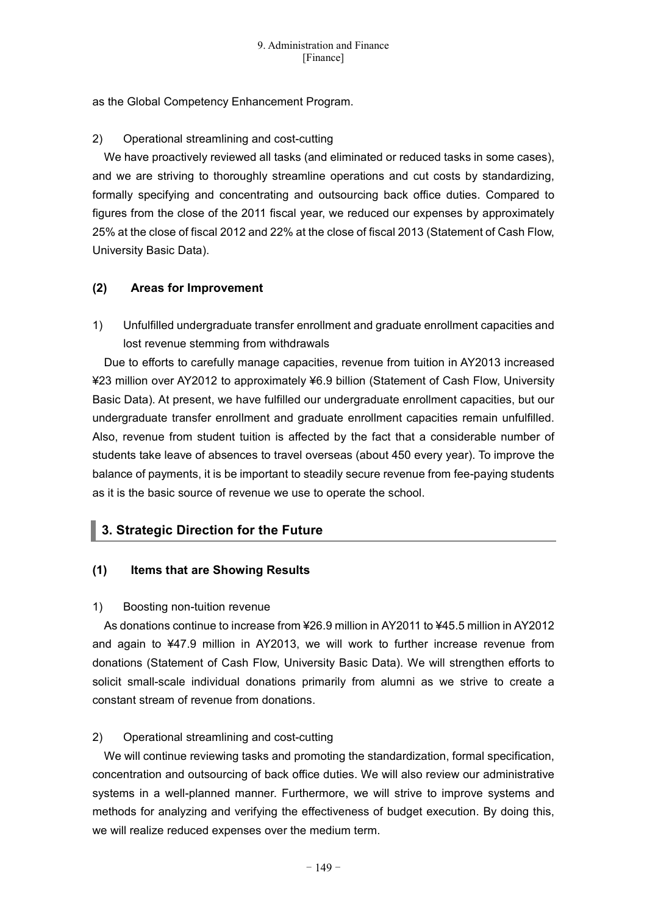as the Global Competency Enhancement Program.

2) Operational streamlining and cost-cutting

We have proactively reviewed all tasks (and eliminated or reduced tasks in some cases), and we are striving to thoroughly streamline operations and cut costs by standardizing, formally specifying and concentrating and outsourcing back office duties. Compared to figures from the close of the 2011 fiscal year, we reduced our expenses by approximately 25% at the close of fiscal 2012 and 22% at the close of fiscal 2013 (Statement of Cash Flow, University Basic Data).

### (2) Areas for Improvement

1) Unfulfilled undergraduate transfer enrollment and graduate enrollment capacities and lost revenue stemming from withdrawals

Due to efforts to carefully manage capacities, revenue from tuition in AY2013 increased ¥23 million over AY2012 to approximately ¥6.9 billion (Statement of Cash Flow, University Basic Data). At present, we have fulfilled our undergraduate enrollment capacities, but our undergraduate transfer enrollment and graduate enrollment capacities remain unfulfilled. Also, revenue from student tuition is affected by the fact that a considerable number of students take leave of absences to travel overseas (about 450 every year). To improve the balance of payments, it is be important to steadily secure revenue from fee-paying students as it is the basic source of revenue we use to operate the school.

## 3. Strategic Direction for the Future

### (1) Items that are Showing Results

1) Boosting non-tuition revenue

As donations continue to increase from ¥26.9 million in AY2011 to ¥45.5 million in AY2012 and again to ¥47.9 million in AY2013, we will work to further increase revenue from donations (Statement of Cash Flow, University Basic Data). We will strengthen efforts to solicit small-scale individual donations primarily from alumni as we strive to create a constant stream of revenue from donations.

2) Operational streamlining and cost-cutting

We will continue reviewing tasks and promoting the standardization, formal specification, concentration and outsourcing of back office duties. We will also review our administrative systems in a well-planned manner. Furthermore, we will strive to improve systems and methods for analyzing and verifying the effectiveness of budget execution. By doing this, we will realize reduced expenses over the medium term.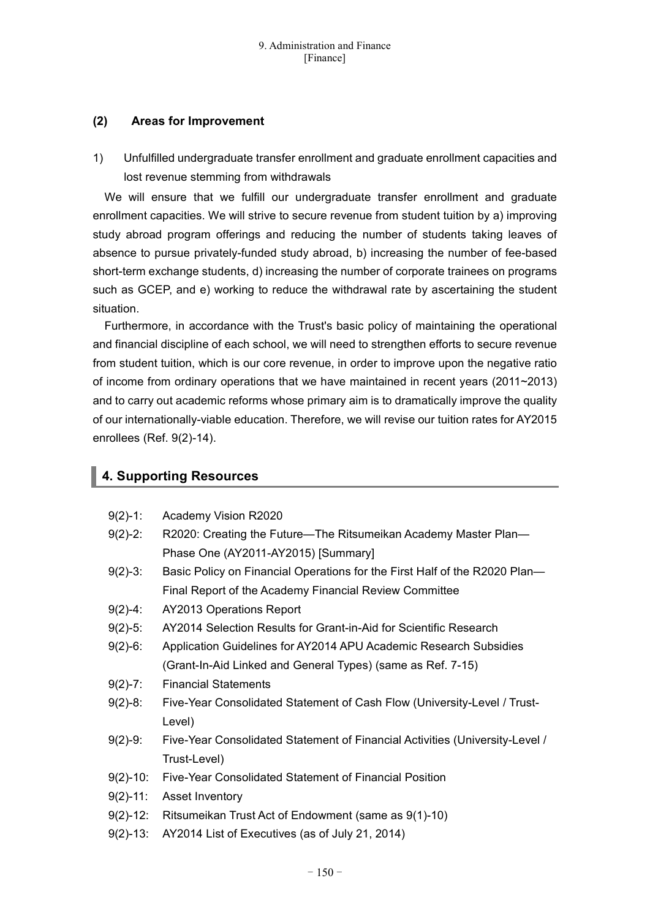### (2) Areas for Improvement

1) Unfulfilled undergraduate transfer enrollment and graduate enrollment capacities and lost revenue stemming from withdrawals

We will ensure that we fulfill our undergraduate transfer enrollment and graduate enrollment capacities. We will strive to secure revenue from student tuition by a) improving study abroad program offerings and reducing the number of students taking leaves of absence to pursue privately-funded study abroad, b) increasing the number of fee-based short-term exchange students, d) increasing the number of corporate trainees on programs such as GCEP, and e) working to reduce the withdrawal rate by ascertaining the student situation.

Furthermore, in accordance with the Trust's basic policy of maintaining the operational and financial discipline of each school, we will need to strengthen efforts to secure revenue from student tuition, which is our core revenue, in order to improve upon the negative ratio of income from ordinary operations that we have maintained in recent years (2011~2013) and to carry out academic reforms whose primary aim is to dramatically improve the quality of our internationally-viable education. Therefore, we will revise our tuition rates for AY2015 enrollees (Ref. 9(2)-14).

## 4. Supporting Resources

- 9(2)-1: Academy Vision R2020
- 9(2)-2: R2020: Creating the Future—The Ritsumeikan Academy Master Plan—Phase One (AY2011-AY2015) [Summary]
- 9(2)-3: Basic Policy on Financial Operations for the First Half of the R2020 Plan—Final Report of the Academy Financial Review Committee
- 9(2)-4: AY2013 Operations Report
- 9(2)-5: AY2014 Selection Results for Grant-in-Aid for Scientific Research
- 9(2)-6: Application Guidelines for AY2014 APU Academic Research Subsidies (Grant-In-Aid Linked and General Types) (same as Ref. 7-15)
- 9(2)-7: Financial Statements
- 9(2)-8: Five-Year Consolidated Statement of Cash Flow (University-Level / Trust-Level)
- 9(2)-9: Five-Year Consolidated Statement of Financial Activities (University-Level / Trust-Level)
- 9(2)-10: Five-Year Consolidated Statement of Financial Position
- 9(2)-11: Asset Inventory
- 9(2)-12: Ritsumeikan Trust Act of Endowment (same as 9(1)-10)
- 9(2)-13: AY2014 List of Executives (as of July 21, 2014)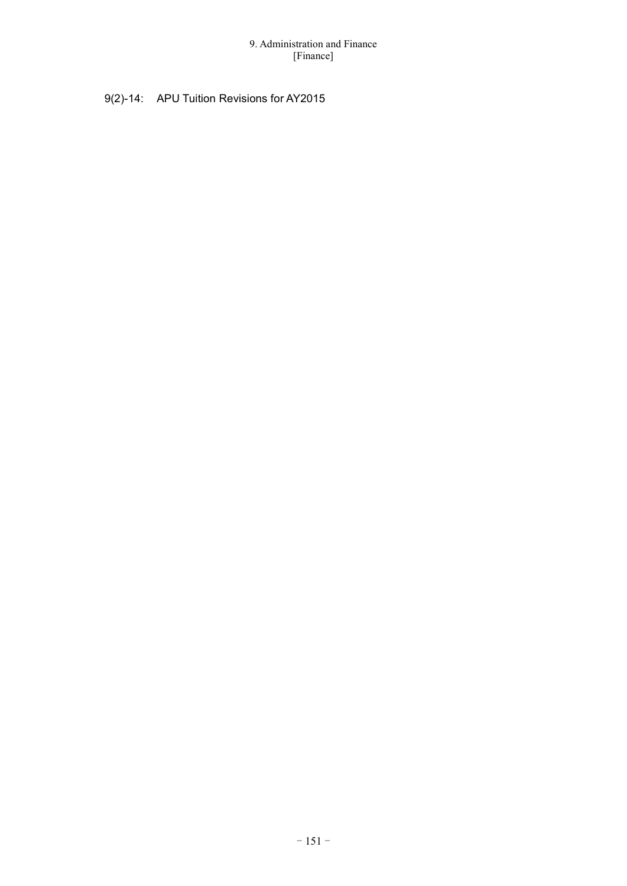9(2)-14: APU Tuition Revisions for AY2015